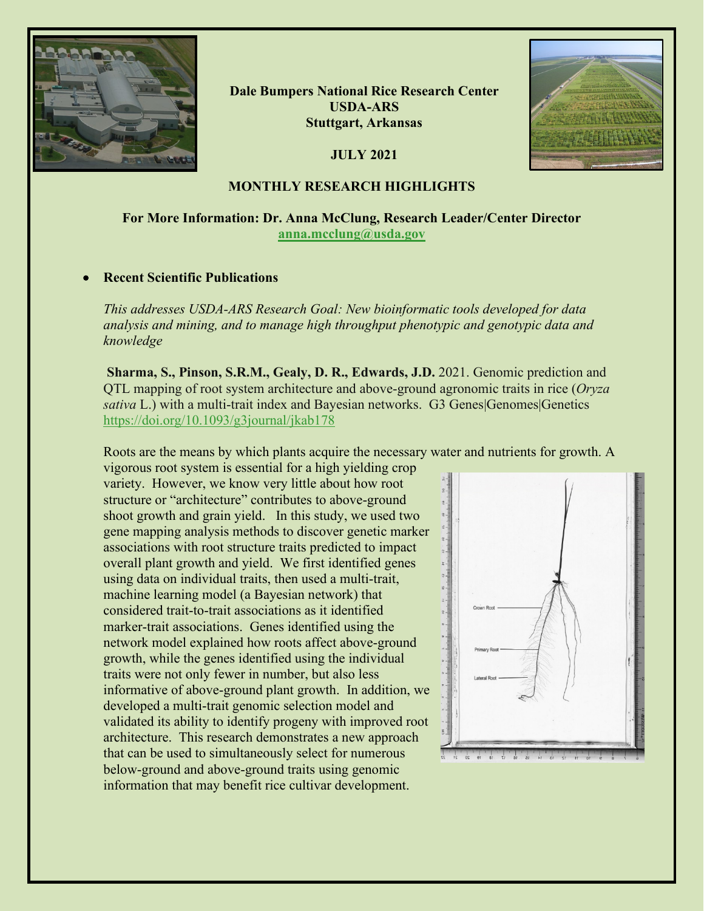**Dale Bumpers National Rice Research Center**
**USDA-ARS**
**Stuttgart, Arkansas**

**JULY 2021**

## MONTHLY RESEARCH HIGHLIGHTS

**For More Information: Dr. Anna McClung, Research Leader/Center Director**
**[anna.mcclung@usda.gov](mailto:anna.mcclung@usda.gov)**

- **Recent Scientific Publications**

*This addresses USDA-ARS Research Goal: New bioinformatic tools developed for data analysis and mining, and to manage high throughput phenotypic and genotypic data and knowledge*

**Sharma, S., Pinson, S.R.M., Gealy, D. R., Edwards, J.D.** 2021. Genomic prediction and QTL mapping of root system architecture and above-ground agronomic traits in rice (*Oryza sativa* L.) with a multi-trait index and Bayesian networks. G3 Genes|Genomes|Genetics https://doi.org/10.1093/g3journal/jkab178

Roots are the means by which plants acquire the necessary water and nutrients for growth. A vigorous root system is essential for a high yielding crop variety. However, we know very little about how root structure or "architecture" contributes to above-ground shoot growth and grain yield. In this study, we used two gene mapping analysis methods to discover genetic marker associations with root structure traits predicted to impact overall plant growth and yield. We first identified genes using data on individual traits, then used a multi-trait, machine learning model (a Bayesian network) that considered trait-to-trait associations as it identified marker-trait associations. Genes identified using the network model explained how roots affect above-ground growth, while the genes identified using the individual traits were not only fewer in number, but also less informative of above-ground plant growth. In addition, we developed a multi-trait genomic selection model and validated its ability to identify progeny with improved root architecture. This research demonstrates a new approach that can be used to simultaneously select for numerous below-ground and above-ground traits using genomic information that may benefit rice cultivar development.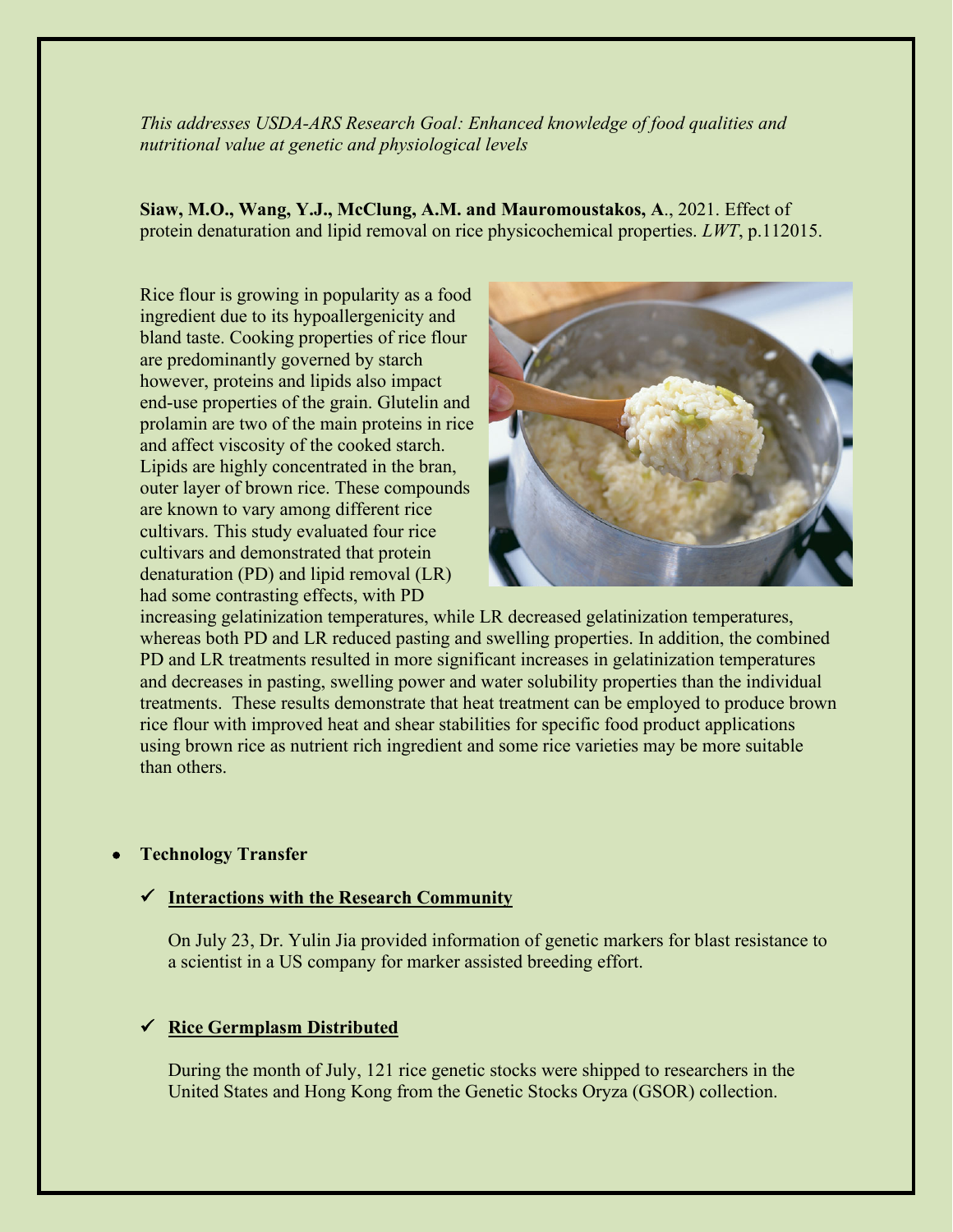*This addresses USDA-ARS Research Goal: Enhanced knowledge of food qualities and nutritional value at genetic and physiological levels*

**Siaw, M.O., Wang, Y.J., McClung, A.M. and Mauromoustakos, A**., 2021. Effect of protein denaturation and lipid removal on rice physicochemical properties. *LWT*, p.112015.

Rice flour is growing in popularity as a food ingredient due to its hypoallergenicity and bland taste. Cooking properties of rice flour are predominantly governed by starch however, proteins and lipids also impact end-use properties of the grain. Glutelin and prolamin are two of the main proteins in rice and affect viscosity of the cooked starch. Lipids are highly concentrated in the bran, outer layer of brown rice. These compounds are known to vary among different rice cultivars. This study evaluated four rice cultivars and demonstrated that protein denaturation (PD) and lipid removal (LR) had some contrasting effects, with PD increasing gelatinization temperatures, while LR decreased gelatinization temperatures, whereas both PD and LR reduced pasting and swelling properties. In addition, the combined PD and LR treatments resulted in more significant increases in gelatinization temperatures and decreases in pasting, swelling power and water solubility properties than the individual treatments. These results demonstrate that heat treatment can be employed to produce brown rice flour with improved heat and shear stabilities for specific food product applications using brown rice as nutrient rich ingredient and some rice varieties may be more suitable than others.

- **Technology Transfer**

  - ✓ **Interactions with the Research Community**

    On July 23, Dr. Yulin Jia provided information of genetic markers for blast resistance to a scientist in a US company for marker assisted breeding effort.

  - ✓ **Rice Germplasm Distributed**

    During the month of July, 121 rice genetic stocks were shipped to researchers in the United States and Hong Kong from the Genetic Stocks Oryza (GSOR) collection.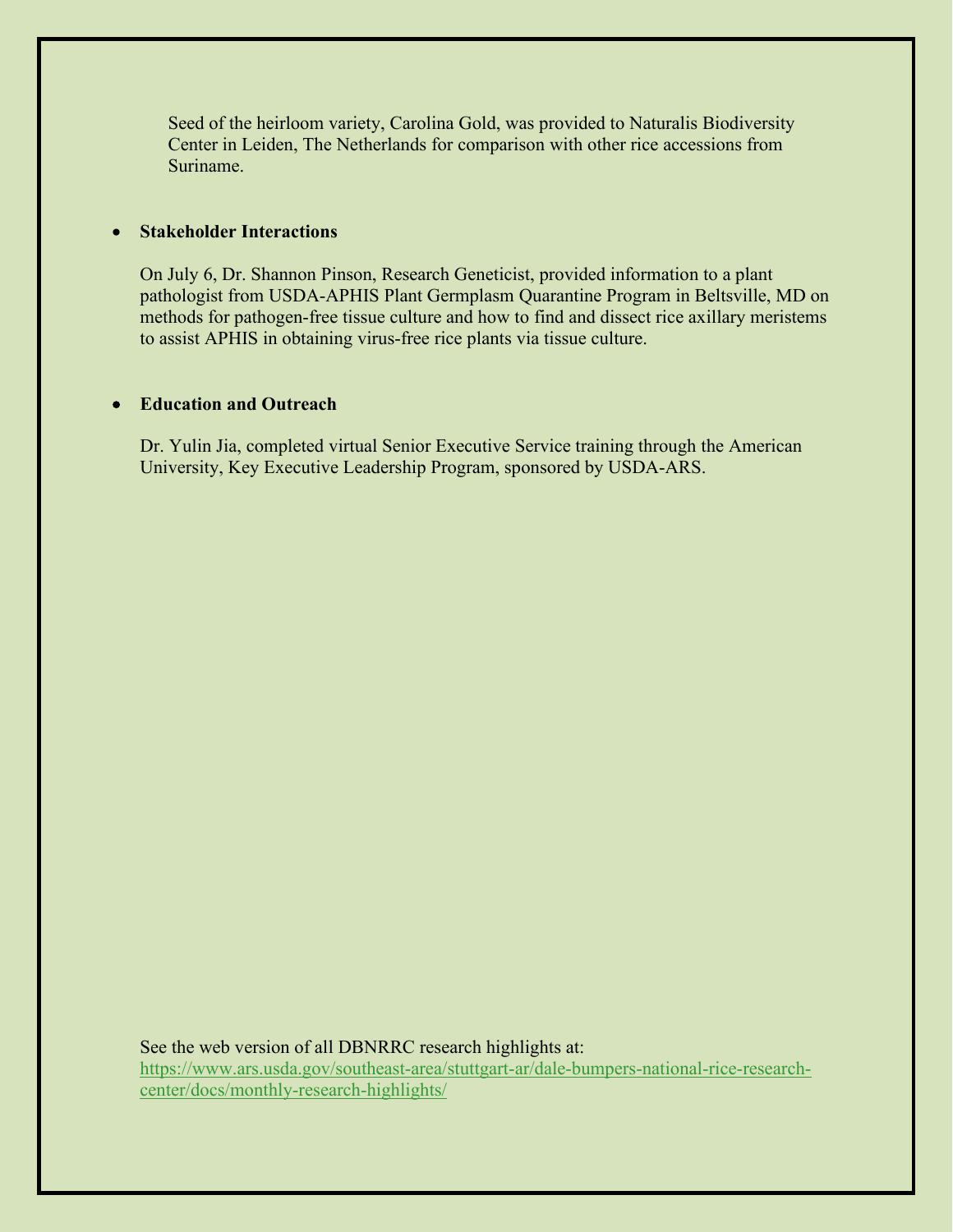Seed of the heirloom variety, Carolina Gold, was provided to Naturalis Biodiversity Center in Leiden, The Netherlands for comparison with other rice accessions from Suriname.

- **Stakeholder Interactions**

  On July 6, Dr. Shannon Pinson, Research Geneticist, provided information to a plant pathologist from USDA-APHIS Plant Germplasm Quarantine Program in Beltsville, MD on methods for pathogen-free tissue culture and how to find and dissect rice axillary meristems to assist APHIS in obtaining virus-free rice plants via tissue culture.

- **Education and Outreach**

  Dr. Yulin Jia, completed virtual Senior Executive Service training through the American University, Key Executive Leadership Program, sponsored by USDA-ARS.

See the web version of all DBNRRC research highlights at:
https://www.ars.usda.gov/southeast-area/stuttgart-ar/dale-bumpers-national-rice-research-center/docs/monthly-research-highlights/